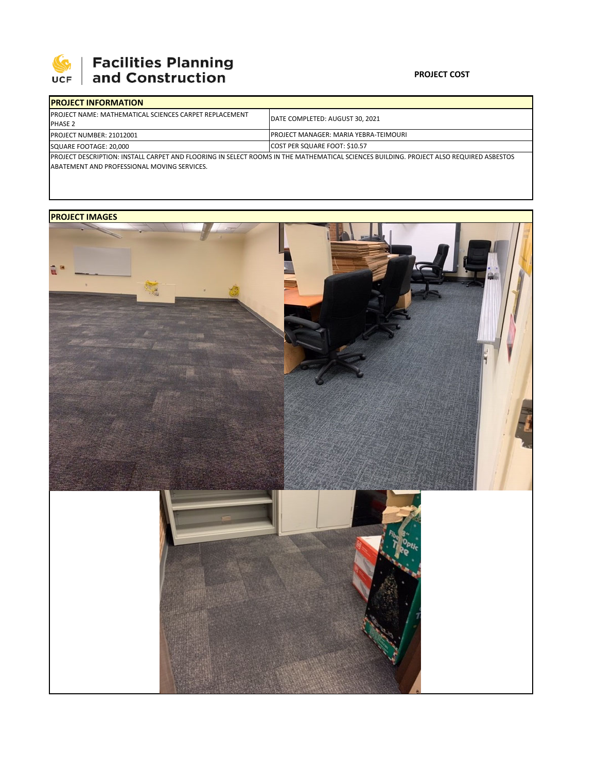**Facilities Planning and Construction**

**PROJECT COST**

| **PROJECT INFORMATION** | |
|---|---|
| PROJECT NAME: MATHEMATICAL SCIENCES CARPET REPLACEMENT PHASE 2 | DATE COMPLETED: AUGUST 30, 2021 |
| PROJECT NUMBER: 21012001 | PROJECT MANAGER: MARIA YEBRA-TEIMOURI |
| SQUARE FOOTAGE: 20,000 | COST PER SQUARE FOOT: $10.57 |

PROJECT DESCRIPTION: INSTALL CARPET AND FLOORING IN SELECT ROOMS IN THE MATHEMATICAL SCIENCES BUILDING. PROJECT ALSO REQUIRED ASBESTOS ABATEMENT AND PROFESSIONAL MOVING SERVICES.

**PROJECT IMAGES**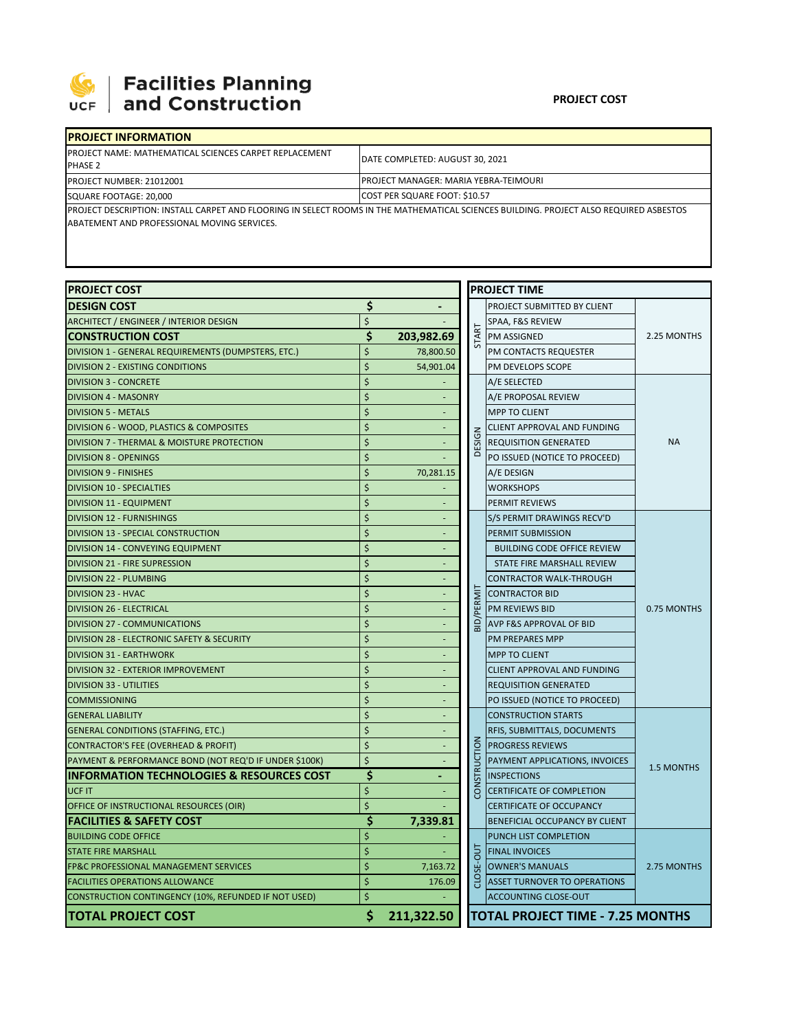Facilities Planning and Construction

**PROJECT COST**

| PROJECT INFORMATION | |
|---|---|
| PROJECT NAME: MATHEMATICAL SCIENCES CARPET REPLACEMENT PHASE 2 | DATE COMPLETED: AUGUST 30, 2021 |
| PROJECT NUMBER: 21012001 | PROJECT MANAGER: MARIA YEBRA-TEIMOURI |
| SQUARE FOOTAGE: 20,000 | COST PER SQUARE FOOT: $10.57 |
| PROJECT DESCRIPTION: INSTALL CARPET AND FLOORING IN SELECT ROOMS IN THE MATHEMATICAL SCIENCES BUILDING. PROJECT ALSO REQUIRED ASBESTOS ABATEMENT AND PROFESSIONAL MOVING SERVICES. | |

| PROJECT COST | |
|---|---|
| **DESIGN COST** | **$ -** |
| ARCHITECT / ENGINEER / INTERIOR DESIGN | $ - |
| **CONSTRUCTION COST** | **$ 203,982.69** |
| DIVISION 1 - GENERAL REQUIREMENTS (DUMPSTERS, ETC.) | $ 78,800.50 |
| DIVISION 2 - EXISTING CONDITIONS | $ 54,901.04 |
| DIVISION 3 - CONCRETE | $ - |
| DIVISION 4 - MASONRY | $ - |
| DIVISION 5 - METALS | $ - |
| DIVISION 6 - WOOD, PLASTICS & COMPOSITES | $ - |
| DIVISION 7 - THERMAL & MOISTURE PROTECTION | $ - |
| DIVISION 8 - OPENINGS | $ - |
| DIVISION 9 - FINISHES | $ 70,281.15 |
| DIVISION 10 - SPECIALTIES | $ - |
| DIVISION 11 - EQUIPMENT | $ - |
| DIVISION 12 - FURNISHINGS | $ - |
| DIVISION 13 - SPECIAL CONSTRUCTION | $ - |
| DIVISION 14 - CONVEYING EQUIPMENT | $ - |
| DIVISION 21 - FIRE SUPRESSION | $ - |
| DIVISION 22 - PLUMBING | $ - |
| DIVISION 23 - HVAC | $ - |
| DIVISION 26 - ELECTRICAL | $ - |
| DIVISION 27 - COMMUNICATIONS | $ - |
| DIVISION 28 - ELECTRONIC SAFETY & SECURITY | $ - |
| DIVISION 31 - EARTHWORK | $ - |
| DIVISION 32 - EXTERIOR IMPROVEMENT | $ - |
| DIVISION 33 - UTILITIES | $ - |
| COMMISSIONING | $ - |
| GENERAL LIABILITY | $ - |
| GENERAL CONDITIONS (STAFFING, ETC.) | $ - |
| CONTRACTOR'S FEE (OVERHEAD & PROFIT) | $ - |
| PAYMENT & PERFORMANCE BOND (NOT REQ'D IF UNDER $100K) | $ - |
| **INFORMATION TECHNOLOGIES & RESOURCES COST** | **$ -** |
| UCF IT | $ - |
| OFFICE OF INSTRUCTIONAL RESOURCES (OIR) | $ - |
| **FACILITIES & SAFETY COST** | **$ 7,339.81** |
| BUILDING CODE OFFICE | $ - |
| STATE FIRE MARSHALL | $ - |
| FP&C PROFESSIONAL MANAGEMENT SERVICES | $ 7,163.72 |
| FACILITIES OPERATIONS ALLOWANCE | $ 176.09 |
| CONSTRUCTION CONTINGENCY (10%, REFUNDED IF NOT USED) | $ - |
| **TOTAL PROJECT COST** | **$ 211,322.50** |

| PROJECT TIME | | |
|---|---|---|
| START | PROJECT SUBMITTED BY CLIENT | 2.25 MONTHS |
| | SPAA, F&S REVIEW | |
| | PM ASSIGNED | |
| | PM CONTACTS REQUESTER | |
| | PM DEVELOPS SCOPE | |
| DESIGN | A/E SELECTED | NA |
| | A/E PROPOSAL REVIEW | |
| | MPP TO CLIENT | |
| | CLIENT APPROVAL AND FUNDING | |
| | REQUISITION GENERATED | |
| | PO ISSUED (NOTICE TO PROCEED) | |
| | A/E DESIGN | |
| | WORKSHOPS | |
| | PERMIT REVIEWS | |
| BID/PERMIT | S/S PERMIT DRAWINGS RECV'D | 0.75 MONTHS |
| | PERMIT SUBMISSION | |
| | BUILDING CODE OFFICE REVIEW | |
| | STATE FIRE MARSHALL REVIEW | |
| | CONTRACTOR WALK-THROUGH | |
| | CONTRACTOR BID | |
| | PM REVIEWS BID | |
| | AVP F&S APPROVAL OF BID | |
| | PM PREPARES MPP | |
| | MPP TO CLIENT | |
| | CLIENT APPROVAL AND FUNDING | |
| | REQUISITION GENERATED | |
| | PO ISSUED (NOTICE TO PROCEED) | |
| CONSTRUCTION | CONSTRUCTION STARTS | 1.5 MONTHS |
| | RFIS, SUBMITTALS, DOCUMENTS | |
| | PROGRESS REVIEWS | |
| | PAYMENT APPLICATIONS, INVOICES | |
| | INSPECTIONS | |
| | CERTIFICATE OF COMPLETION | |
| | CERTIFICATE OF OCCUPANCY | |
| | BENEFICIAL OCCUPANCY BY CLIENT | |
| CLOSE-OUT | PUNCH LIST COMPLETION | 2.75 MONTHS |
| | FINAL INVOICES | |
| | OWNER'S MANUALS | |
| | ASSET TURNOVER TO OPERATIONS | |
| | ACCOUNTING CLOSE-OUT | |
| **TOTAL PROJECT TIME - 7.25 MONTHS** | | |